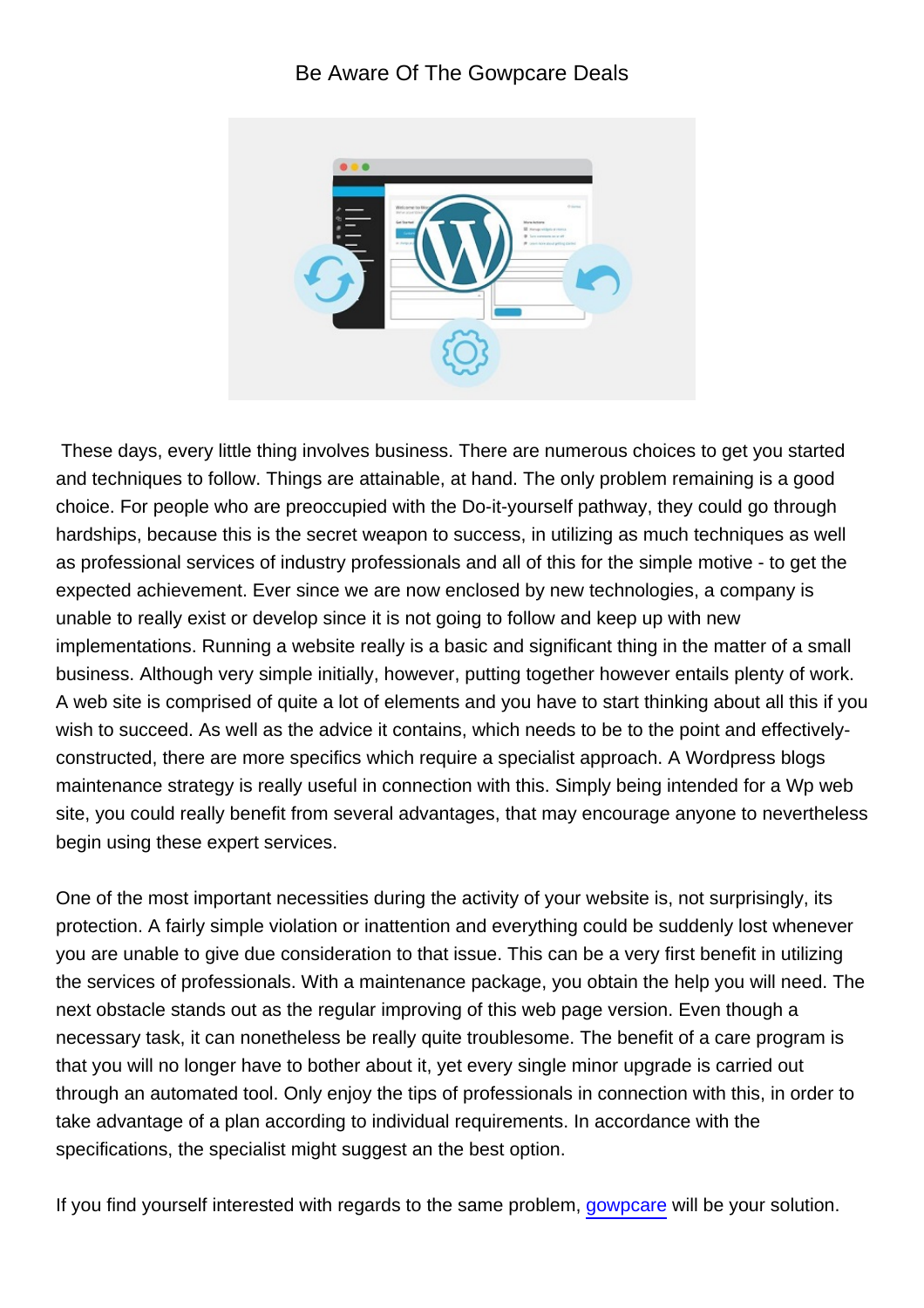# Be Aware Of The Gowpcare Deals

These days, every little thing involves business. There are numerous choices to get you started and techniques to follow. Things are attainable, at hand. The only problem remaining is a good choice. For people who are preoccupied with the Do-it-yourself pathway, they could go through hardships, because this is the secret weapon to success, in utilizing as much techniques as well as professional services of industry professionals and all of this for the simple motive - to get the expected achievement. Ever since we are now enclosed by new technologies, a company is unable to really exist or develop since it is not going to follow and keep up with new implementations. Running a website really is a basic and significant thing in the matter of a small business. Although very simple initially, however, putting together however entails plenty of work. A web site is comprised of quite a lot of elements and you have to start thinking about all this if you wish to succeed. As well as the advice it contains, which needs to be to the point and effectively-constructed, there are more specifics which require a specialist approach. A Wordpress blogs maintenance strategy is really useful in connection with this. Simply being intended for a Wp web site, you could really benefit from several advantages, that may encourage anyone to nevertheless begin using these expert services.

One of the most important necessities during the activity of your website is, not surprisingly, its protection. A fairly simple violation or inattention and everything could be suddenly lost whenever you are unable to give due consideration to that issue. This can be a very first benefit in utilizing the services of professionals. With a maintenance package, you obtain the help you will need. The next obstacle stands out as the regular improving of this web page version. Even though a necessary task, it can nonetheless be really quite troublesome. The benefit of a care program is that you will no longer have to bother about it, yet every single minor upgrade is carried out through an automated tool. Only enjoy the tips of professionals in connection with this, in order to take advantage of a plan according to individual requirements. In accordance with the specifications, the specialist might suggest an the best option.

If you find yourself interested with regards to the same problem, gowpcare will be your solution.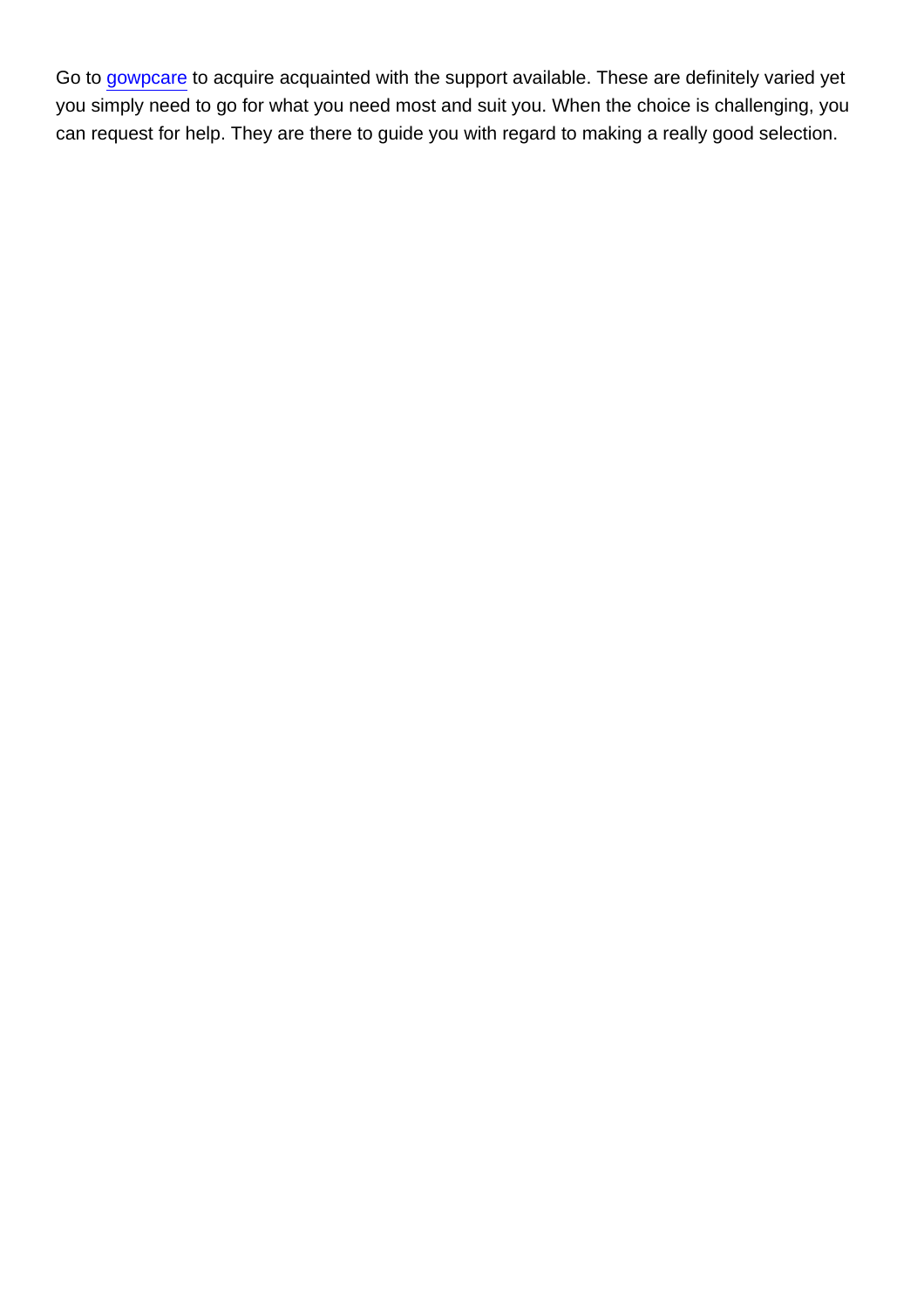Go to gowpcare to acquire acquainted with the support available. These are definitely varied yet you simply need to go for what you need most and suit you. When the choice is challenging, you can request for help. They are there to guide you with regard to making a really good selection.